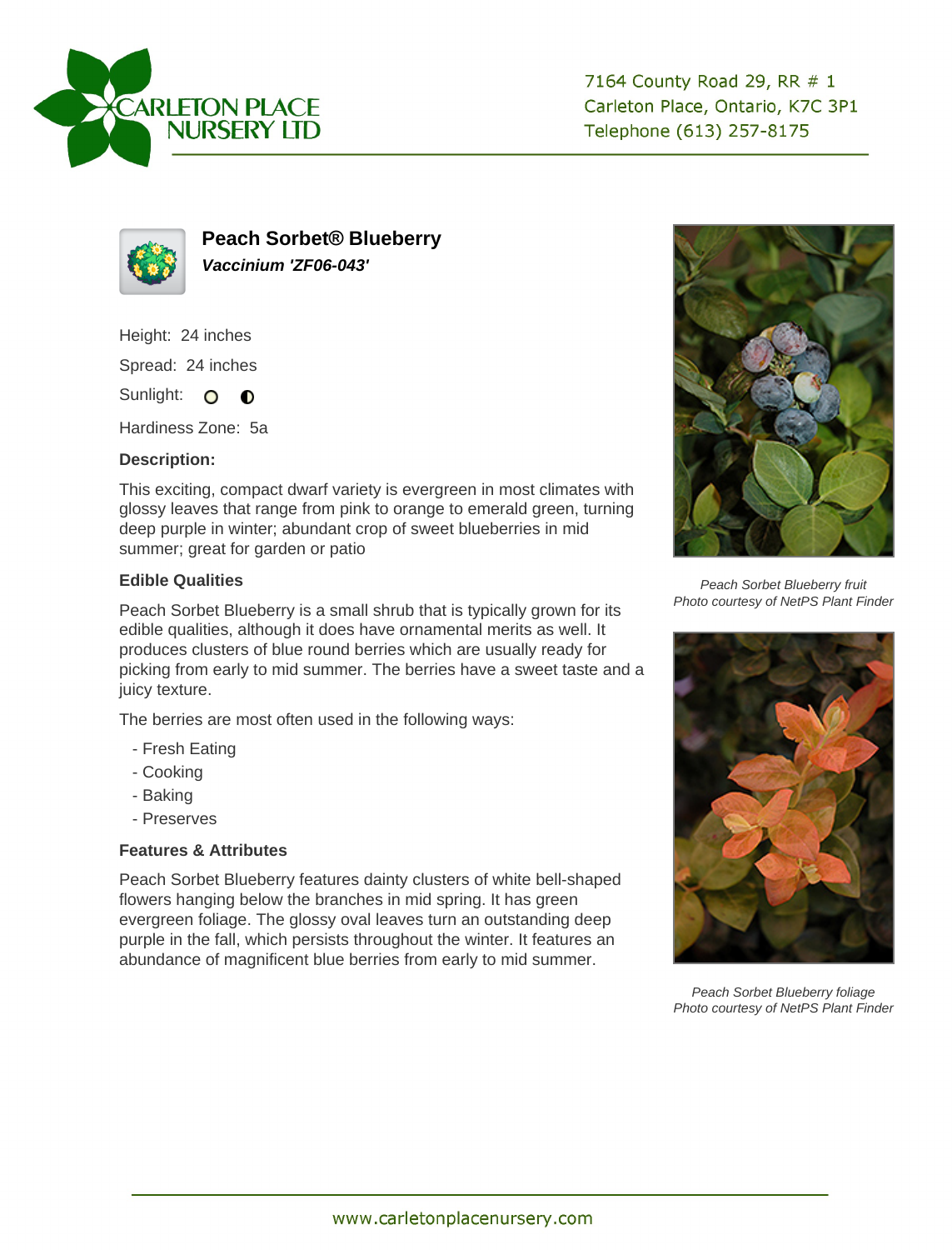Carleton Place Nursery Ltd

7164 County Road 29, RR # 1
Carleton Place, Ontario, K7C 3P1
Telephone (613) 257-8175

# Peach Sorbet® Blueberry

***Vaccinium 'ZF06-043'***

Height: 24 inches

Spread: 24 inches

Sunlight: ○ ◐

Hardiness Zone: 5a

### Description:

This exciting, compact dwarf variety is evergreen in most climates with glossy leaves that range from pink to orange to emerald green, turning deep purple in winter; abundant crop of sweet blueberries in mid summer; great for garden or patio

### Edible Qualities

Peach Sorbet Blueberry is a small shrub that is typically grown for its edible qualities, although it does have ornamental merits as well. It produces clusters of blue round berries which are usually ready for picking from early to mid summer. The berries have a sweet taste and a juicy texture.

The berries are most often used in the following ways:

- Fresh Eating
- Cooking
- Baking
- Preserves

### Features & Attributes

Peach Sorbet Blueberry features dainty clusters of white bell-shaped flowers hanging below the branches in mid spring. It has green evergreen foliage. The glossy oval leaves turn an outstanding deep purple in the fall, which persists throughout the winter. It features an abundance of magnificent blue berries from early to mid summer.

*Peach Sorbet Blueberry fruit*
*Photo courtesy of NetPS Plant Finder*

*Peach Sorbet Blueberry foliage*
*Photo courtesy of NetPS Plant Finder*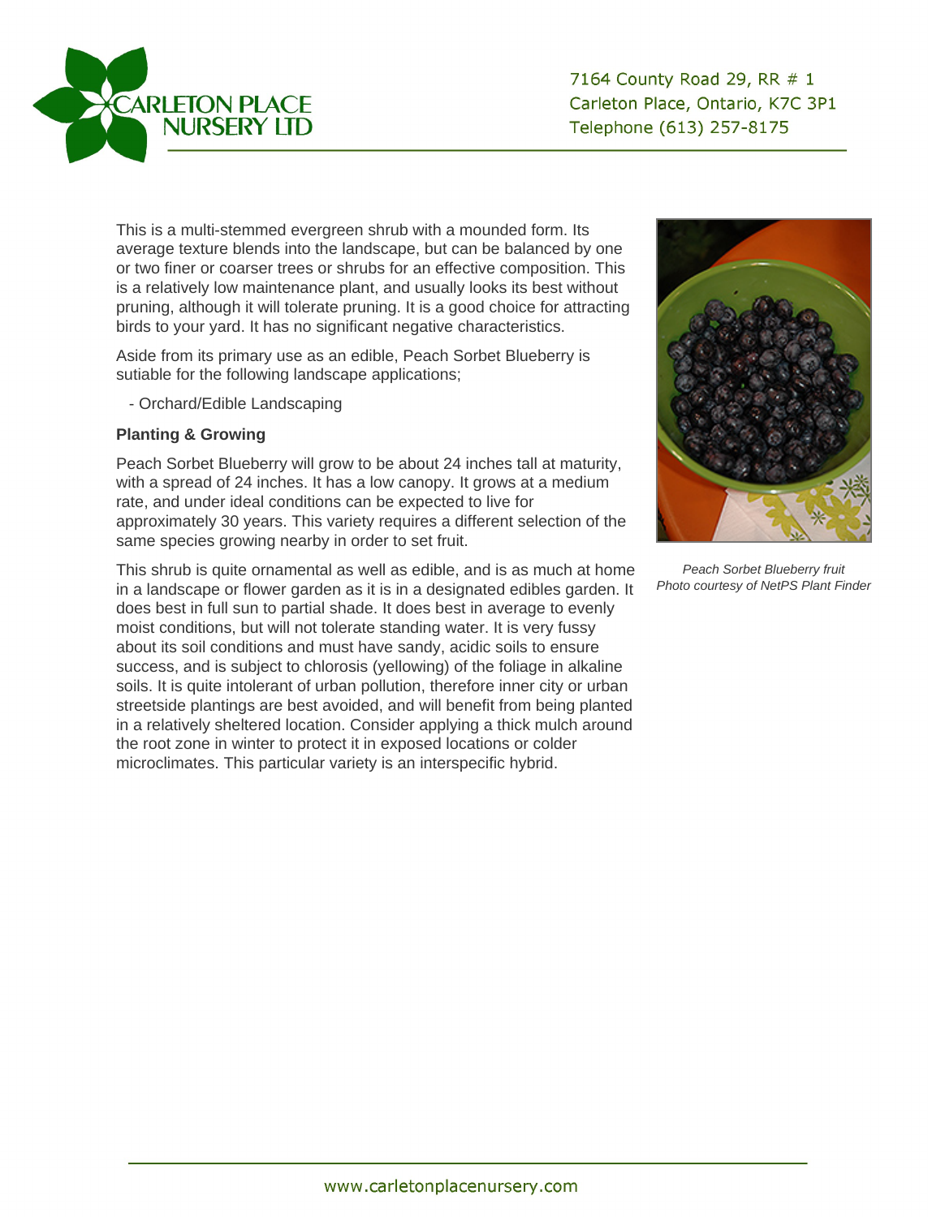This is a multi-stemmed evergreen shrub with a mounded form. Its average texture blends into the landscape, but can be balanced by one or two finer or coarser trees or shrubs for an effective composition. This is a relatively low maintenance plant, and usually looks its best without pruning, although it will tolerate pruning. It is a good choice for attracting birds to your yard. It has no significant negative characteristics.

Aside from its primary use as an edible, Peach Sorbet Blueberry is sutiable for the following landscape applications;

- Orchard/Edible Landscaping

**Planting & Growing**

Peach Sorbet Blueberry will grow to be about 24 inches tall at maturity, with a spread of 24 inches. It has a low canopy. It grows at a medium rate, and under ideal conditions can be expected to live for approximately 30 years. This variety requires a different selection of the same species growing nearby in order to set fruit.

This shrub is quite ornamental as well as edible, and is as much at home in a landscape or flower garden as it is in a designated edibles garden. It does best in full sun to partial shade. It does best in average to evenly moist conditions, but will not tolerate standing water. It is very fussy about its soil conditions and must have sandy, acidic soils to ensure success, and is subject to chlorosis (yellowing) of the foliage in alkaline soils. It is quite intolerant of urban pollution, therefore inner city or urban streetside plantings are best avoided, and will benefit from being planted in a relatively sheltered location. Consider applying a thick mulch around the root zone in winter to protect it in exposed locations or colder microclimates. This particular variety is an interspecific hybrid.

*Peach Sorbet Blueberry fruit*
*Photo courtesy of NetPS Plant Finder*